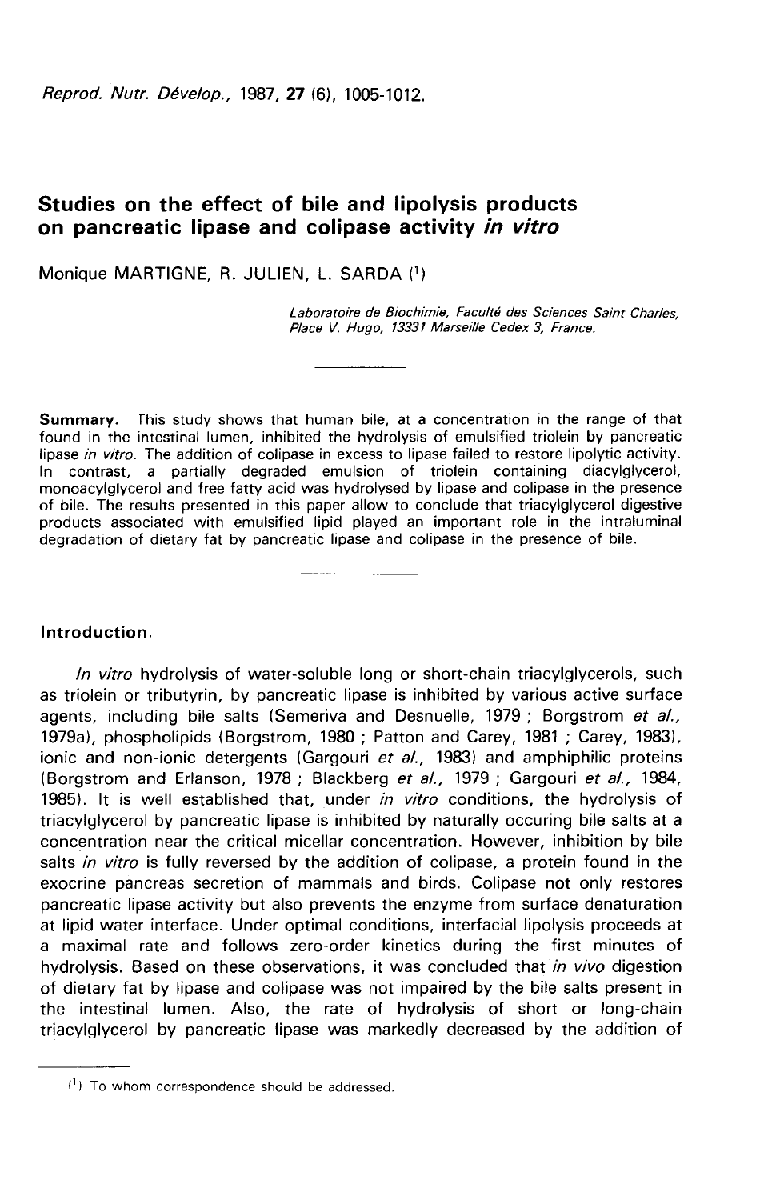# Studies on the effect of bile and lipolysis products on pancreatic lipase and colipase activity *in vitro*

Monique MARTIGNE, R. JULIEN, L. SARDA [1]

*Laboratoire de Biochimie, Faculté des Sciences Saint-Charles, Place V. Hugo, 13331 Marseille Cedex 3, France.*

---

**Summary.** This study shows that human bile, at a concentration in the range of that found in the intestinal lumen, inhibited the hydrolysis of emulsified triolein by pancreatic lipase *in vitro*. The addition of colipase in excess to lipase failed to restore lipolytic activity. In contrast, a partially degraded emulsion of triolein containing diacylglycerol, monoacylglycerol and free fatty acid was hydrolysed by lipase and colipase in the presence of bile. The results presented in this paper allow to conclude that triacylglycerol digestive products associated with emulsified lipid played an important role in the intraluminal degradation of dietary fat by pancreatic lipase and colipase in the presence of bile.

---

## Introduction.

*In vitro* hydrolysis of water-soluble long or short-chain triacylglycerols, such as triolein or tributyrin, by pancreatic lipase is inhibited by various active surface agents, including bile salts (Semeriva and Desnuelle, 1979 ; Borgstrom *et al.*, 1979a), phospholipids (Borgstrom, 1980 ; Patton and Carey, 1981 ; Carey, 1983), ionic and non-ionic detergents (Gargouri *et al.*, 1983) and amphiphilic proteins (Borgstrom and Erlanson, 1978 ; Blackberg *et al.*, 1979 ; Gargouri *et al.*, 1984, 1985). It is well established that, under *in vitro* conditions, the hydrolysis of triacylglycerol by pancreatic lipase is inhibited by naturally occuring bile salts at a concentration near the critical micellar concentration. However, inhibition by bile salts *in vitro* is fully reversed by the addition of colipase, a protein found in the exocrine pancreas secretion of mammals and birds. Colipase not only restores pancreatic lipase activity but also prevents the enzyme from surface denaturation at lipid-water interface. Under optimal conditions, interfacial lipolysis proceeds at a maximal rate and follows zero-order kinetics during the first minutes of hydrolysis. Based on these observations, it was concluded that *in vivo* digestion of dietary fat by lipase and colipase was not impaired by the bile salts present in the intestinal lumen. Also, the rate of hydrolysis of short or long-chain triacylglycerol by pancreatic lipase was markedly decreased by the addition of

---

[1] To whom correspondence should be addressed.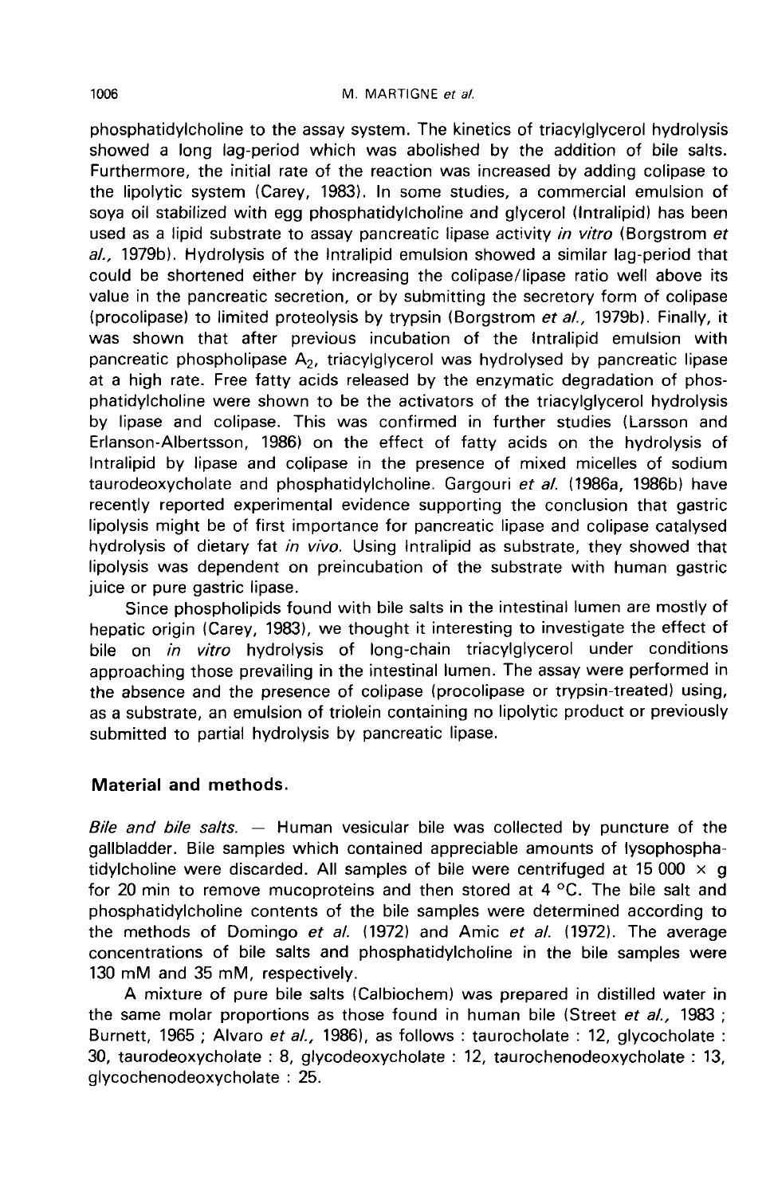phosphatidylcholine to the assay system. The kinetics of triacylglycerol hydrolysis showed a long lag-period which was abolished by the addition of bile salts. Furthermore, the initial rate of the reaction was increased by adding colipase to the lipolytic system (Carey, 1983). In some studies, a commercial emulsion of soya oil stabilized with egg phosphatidylcholine and glycerol (Intralipid) has been used as a lipid substrate to assay pancreatic lipase activity *in vitro* (Borgstrom *et al.,* 1979b). Hydrolysis of the Intralipid emulsion showed a similar lag-period that could be shortened either by increasing the colipase/lipase ratio well above its value in the pancreatic secretion, or by submitting the secretory form of colipase (procolipase) to limited proteolysis by trypsin (Borgstrom *et al.,* 1979b). Finally, it was shown that after previous incubation of the Intralipid emulsion with pancreatic phospholipase $A_2$, triacylglycerol was hydrolysed by pancreatic lipase at a high rate. Free fatty acids released by the enzymatic degradation of phosphatidylcholine were shown to be the activators of the triacylglycerol hydrolysis by lipase and colipase. This was confirmed in further studies (Larsson and Erlanson-Albertsson, 1986) on the effect of fatty acids on the hydrolysis of Intralipid by lipase and colipase in the presence of mixed micelles of sodium taurodeoxycholate and phosphatidylcholine. Gargouri *et al.* (1986a, 1986b) have recently reported experimental evidence supporting the conclusion that gastric lipolysis might be of first importance for pancreatic lipase and colipase catalysed hydrolysis of dietary fat *in vivo*. Using Intralipid as substrate, they showed that lipolysis was dependent on preincubation of the substrate with human gastric juice or pure gastric lipase.

Since phospholipids found with bile salts in the intestinal lumen are mostly of hepatic origin (Carey, 1983), we thought it interesting to investigate the effect of bile on *in vitro* hydrolysis of long-chain triacylglycerol under conditions approaching those prevailing in the intestinal lumen. The assay were performed in the absence and the presence of colipase (procolipase or trypsin-treated) using, as a substrate, an emulsion of triolein containing no lipolytic product or previously submitted to partial hydrolysis by pancreatic lipase.

## Material and methods.

*Bile and bile salts.* — Human vesicular bile was collected by puncture of the gallbladder. Bile samples which contained appreciable amounts of lysophosphatidylcholine were discarded. All samples of bile were centrifuged at 15 000 × g for 20 min to remove mucoproteins and then stored at 4 °C. The bile salt and phosphatidylcholine contents of the bile samples were determined according to the methods of Domingo *et al.* (1972) and Amic *et al.* (1972). The average concentrations of bile salts and phosphatidylcholine in the bile samples were 130 mM and 35 mM, respectively.

A mixture of pure bile salts (Calbiochem) was prepared in distilled water in the same molar proportions as those found in human bile (Street *et al.,* 1983 ; Burnett, 1965 ; Alvaro *et al.,* 1986), as follows : taurocholate : 12, glycocholate : 30, taurodeoxycholate : 8, glycodeoxycholate : 12, taurochenodeoxycholate : 13, glycochenodeoxycholate : 25.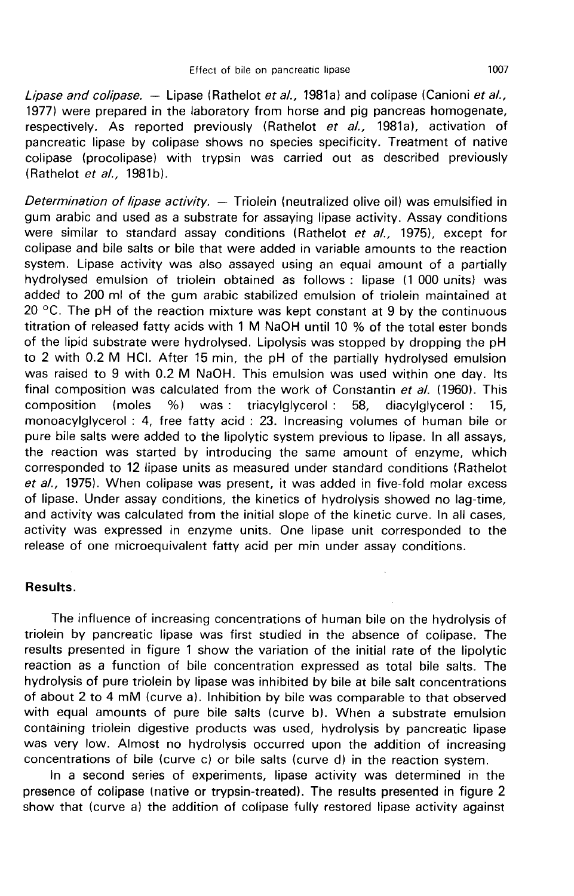*Lipase and colipase.* — Lipase (Rathelot *et al.*, 1981a) and colipase (Canioni *et al.*, 1977) were prepared in the laboratory from horse and pig pancreas homogenate, respectively. As reported previously (Rathelot *et al.*, 1981a), activation of pancreatic lipase by colipase shows no species specificity. Treatment of native colipase (procolipase) with trypsin was carried out as described previously (Rathelot *et al.*, 1981b).

*Determination of lipase activity.* — Triolein (neutralized olive oil) was emulsified in gum arabic and used as a substrate for assaying lipase activity. Assay conditions were similar to standard assay conditions (Rathelot *et al.*, 1975), except for colipase and bile salts or bile that were added in variable amounts to the reaction system. Lipase activity was also assayed using an equal amount of a partially hydrolysed emulsion of triolein obtained as follows : lipase (1 000 units) was added to 200 ml of the gum arabic stabilized emulsion of triolein maintained at 20 °C. The pH of the reaction mixture was kept constant at 9 by the continuous titration of released fatty acids with 1 M NaOH until 10 % of the total ester bonds of the lipid substrate were hydrolysed. Lipolysis was stopped by dropping the pH to 2 with 0.2 M HCl. After 15 min, the pH of the partially hydrolysed emulsion was raised to 9 with 0.2 M NaOH. This emulsion was used within one day. Its final composition was calculated from the work of Constantin *et al.* (1960). This composition (moles %) was : triacylglycerol : 58, diacylglycerol : 15, monoacylglycerol : 4, free fatty acid : 23. Increasing volumes of human bile or pure bile salts were added to the lipolytic system previous to lipase. In all assays, the reaction was started by introducing the same amount of enzyme, which corresponded to 12 lipase units as measured under standard conditions (Rathelot *et al.*, 1975). When colipase was present, it was added in five-fold molar excess of lipase. Under assay conditions, the kinetics of hydrolysis showed no lag-time, and activity was calculated from the initial slope of the kinetic curve. In all cases, activity was expressed in enzyme units. One lipase unit corresponded to the release of one microequivalent fatty acid per min under assay conditions.

## Results.

The influence of increasing concentrations of human bile on the hydrolysis of triolein by pancreatic lipase was first studied in the absence of colipase. The results presented in figure 1 show the variation of the initial rate of the lipolytic reaction as a function of bile concentration expressed as total bile salts. The hydrolysis of pure triolein by lipase was inhibited by bile at bile salt concentrations of about 2 to 4 mM (curve a). Inhibition by bile was comparable to that observed with equal amounts of pure bile salts (curve b). When a substrate emulsion containing triolein digestive products was used, hydrolysis by pancreatic lipase was very low. Almost no hydrolysis occurred upon the addition of increasing concentrations of bile (curve c) or bile salts (curve d) in the reaction system.

In a second series of experiments, lipase activity was determined in the presence of colipase (native or trypsin-treated). The results presented in figure 2 show that (curve a) the addition of colipase fully restored lipase activity against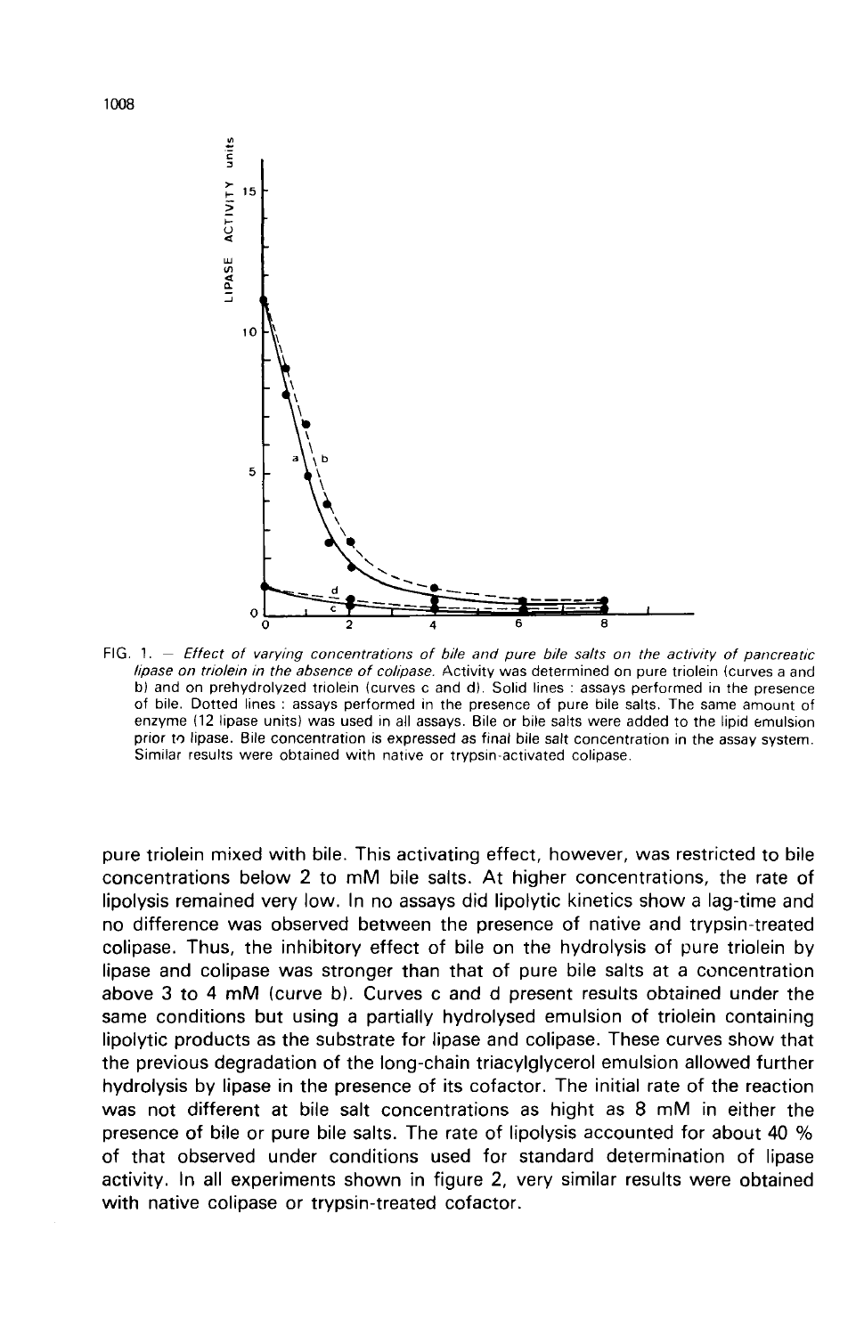FIG. 1. — *Effect of varying concentrations of bile and pure bile salts on the activity of pancreatic lipase on triolein in the absence of colipase.* Activity was determined on pure triolein (curves a and b) and on prehydrolyzed triolein (curves c and d). Solid lines : assays performed in the presence of bile. Dotted lines : assays performed in the presence of pure bile salts. The same amount of enzyme (12 lipase units) was used in all assays. Bile or bile salts were added to the lipid emulsion prior to lipase. Bile concentration is expressed as final bile salt concentration in the assay system. Similar results were obtained with native or trypsin-activated colipase.

pure triolein mixed with bile. This activating effect, however, was restricted to bile concentrations below 2 to mM bile salts. At higher concentrations, the rate of lipolysis remained very low. In no assays did lipolytic kinetics show a lag-time and no difference was observed between the presence of native and trypsin-treated colipase. Thus, the inhibitory effect of bile on the hydrolysis of pure triolein by lipase and colipase was stronger than that of pure bile salts at a concentration above 3 to 4 mM (curve b). Curves c and d present results obtained under the same conditions but using a partially hydrolysed emulsion of triolein containing lipolytic products as the substrate for lipase and colipase. These curves show that the previous degradation of the long-chain triacylglycerol emulsion allowed further hydrolysis by lipase in the presence of its cofactor. The initial rate of the reaction was not different at bile salt concentrations as hight as 8 mM in either the presence of bile or pure bile salts. The rate of lipolysis accounted for about 40 % of that observed under conditions used for standard determination of lipase activity. In all experiments shown in figure 2, very similar results were obtained with native colipase or trypsin-treated cofactor.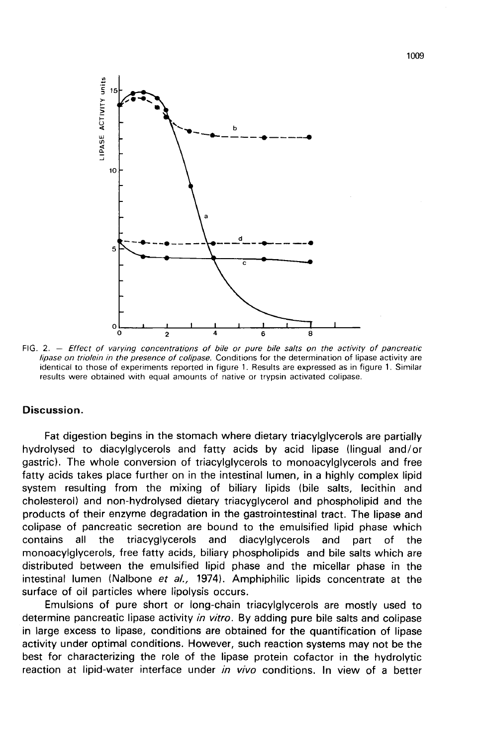FIG. 2. — *Effect of varying concentrations of bile or pure bile salts on the activity of pancreatic lipase on triolein in the presence of colipase.* Conditions for the determination of lipase activity are identical to those of experiments reported in figure 1. Results are expressed as in figure 1. Similar results were obtained with equal amounts of native or trypsin activated colipase.

## Discussion.

Fat digestion begins in the stomach where dietary triacylglycerols are partially hydrolysed to diacylglycerols and fatty acids by acid lipase (lingual and/or gastric). The whole conversion of triacylglycerols to monoacylglycerols and free fatty acids takes place further on in the intestinal lumen, in a highly complex lipid system resulting from the mixing of biliary lipids (bile salts, lecithin and cholesterol) and non-hydrolysed dietary triacyglycerol and phospholipid and the products of their enzyme degradation in the gastrointestinal tract. The lipase and colipase of pancreatic secretion are bound to the emulsified lipid phase which contains all the triacyglycerols and diacylglycerols and part of the monoacylglycerols, free fatty acids, biliary phospholipids and bile salts which are distributed between the emulsified lipid phase and the micellar phase in the intestinal lumen (Nalbone *et al.*, 1974). Amphiphilic lipids concentrate at the surface of oil particles where lipolysis occurs.

Emulsions of pure short or long-chain triacylglycerols are mostly used to determine pancreatic lipase activity *in vitro*. By adding pure bile salts and colipase in large excess to lipase, conditions are obtained for the quantification of lipase activity under optimal conditions. However, such reaction systems may not be the best for characterizing the role of the lipase protein cofactor in the hydrolytic reaction at lipid-water interface under *in vivo* conditions. In view of a better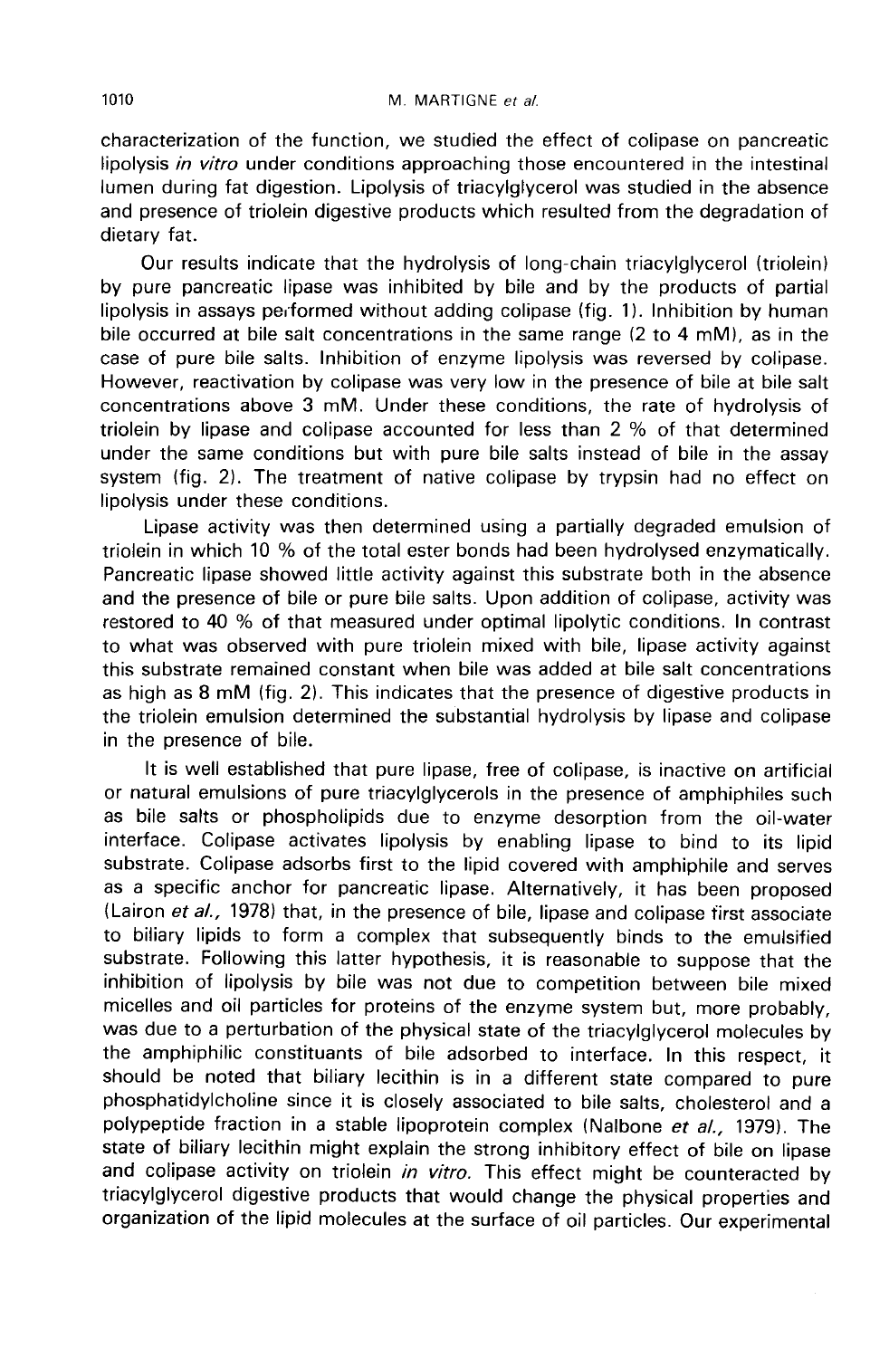characterization of the function, we studied the effect of colipase on pancreatic lipolysis *in vitro* under conditions approaching those encountered in the intestinal lumen during fat digestion. Lipolysis of triacylglycerol was studied in the absence and presence of triolein digestive products which resulted from the degradation of dietary fat.

Our results indicate that the hydrolysis of long-chain triacylglycerol (triolein) by pure pancreatic lipase was inhibited by bile and by the products of partial lipolysis in assays performed without adding colipase (fig. 1). Inhibition by human bile occurred at bile salt concentrations in the same range (2 to 4 mM), as in the case of pure bile salts. Inhibition of enzyme lipolysis was reversed by colipase. However, reactivation by colipase was very low in the presence of bile at bile salt concentrations above 3 mM. Under these conditions, the rate of hydrolysis of triolein by lipase and colipase accounted for less than 2 % of that determined under the same conditions but with pure bile salts instead of bile in the assay system (fig. 2). The treatment of native colipase by trypsin had no effect on lipolysis under these conditions.

Lipase activity was then determined using a partially degraded emulsion of triolein in which 10 % of the total ester bonds had been hydrolysed enzymatically. Pancreatic lipase showed little activity against this substrate both in the absence and the presence of bile or pure bile salts. Upon addition of colipase, activity was restored to 40 % of that measured under optimal lipolytic conditions. In contrast to what was observed with pure triolein mixed with bile, lipase activity against this substrate remained constant when bile was added at bile salt concentrations as high as 8 mM (fig. 2). This indicates that the presence of digestive products in the triolein emulsion determined the substantial hydrolysis by lipase and colipase in the presence of bile.

It is well established that pure lipase, free of colipase, is inactive on artificial or natural emulsions of pure triacylglycerols in the presence of amphiphiles such as bile salts or phospholipids due to enzyme desorption from the oil-water interface. Colipase activates lipolysis by enabling lipase to bind to its lipid substrate. Colipase adsorbs first to the lipid covered with amphiphile and serves as a specific anchor for pancreatic lipase. Alternatively, it has been proposed (Lairon *et al.*, 1978) that, in the presence of bile, lipase and colipase first associate to biliary lipids to form a complex that subsequently binds to the emulsified substrate. Following this latter hypothesis, it is reasonable to suppose that the inhibition of lipolysis by bile was not due to competition between bile mixed micelles and oil particles for proteins of the enzyme system but, more probably, was due to a perturbation of the physical state of the triacylglycerol molecules by the amphiphilic constituants of bile adsorbed to interface. In this respect, it should be noted that biliary lecithin is in a different state compared to pure phosphatidylcholine since it is closely associated to bile salts, cholesterol and a polypeptide fraction in a stable lipoprotein complex (Nalbone *et al.*, 1979). The state of biliary lecithin might explain the strong inhibitory effect of bile on lipase and colipase activity on triolein *in vitro*. This effect might be counteracted by triacylglycerol digestive products that would change the physical properties and organization of the lipid molecules at the surface of oil particles. Our experimental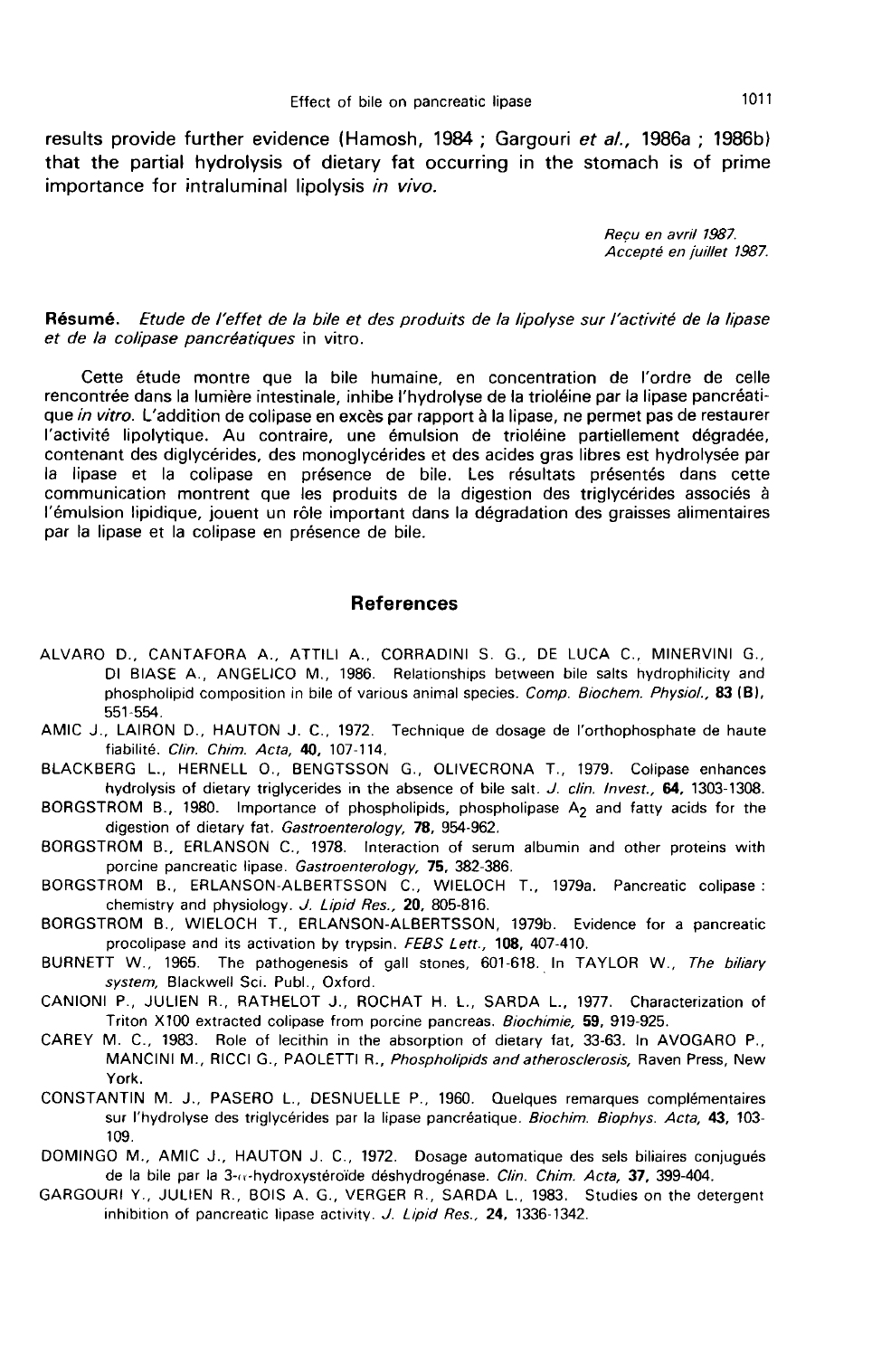results provide further evidence (Hamosh, 1984 ; Gargouri *et al.*, 1986a ; 1986b) that the partial hydrolysis of dietary fat occurring in the stomach is of prime importance for intraluminal lipolysis *in vivo.*

*Reçu en avril 1987.*
*Accepté en juillet 1987.*

**Résumé.** *Etude de l'effet de la bile et des produits de la lipolyse sur l'activité de la lipase et de la colipase pancréatiques* in vitro.

Cette étude montre que la bile humaine, en concentration de l'ordre de celle rencontrée dans la lumière intestinale, inhibe l'hydrolyse de la trioléine par la lipase pancréatique *in vitro.* L'addition de colipase en excès par rapport à la lipase, ne permet pas de restaurer l'activité lipolytique. Au contraire, une émulsion de trioléine partiellement dégradée, contenant des diglycérides, des monoglycérides et des acides gras libres est hydrolysée par la lipase et la colipase en présence de bile. Les résultats présentés dans cette communication montrent que les produits de la digestion des triglycérides associés à l'émulsion lipidique, jouent un rôle important dans la dégradation des graisses alimentaires par la lipase et la colipase en présence de bile.

## References

ALVARO D., CANTAFORA A., ATTILI A., CORRADINI S. G., DE LUCA C., MINERVINI G., DI BIASE A., ANGELICO M., 1986. Relationships between bile salts hydrophilicity and phospholipid composition in bile of various animal species. *Comp. Biochem. Physiol.*, **83 (B)**, 551-554.

AMIC J., LAIRON D., HAUTON J. C., 1972. Technique de dosage de l'orthophosphate de haute fiabilité. *Clin. Chim. Acta*, **40**, 107-114.

BLACKBERG L., HERNELL O., BENGTSSON G., OLIVECRONA T., 1979. Colipase enhances hydrolysis of dietary triglycerides in the absence of bile salt. *J. clin. Invest.*, **64**, 1303-1308.

BORGSTROM B., 1980. Importance of phospholipids, phospholipase $A_2$ and fatty acids for the digestion of dietary fat. *Gastroenterology*, **78**, 954-962.

BORGSTROM B., ERLANSON C., 1978. Interaction of serum albumin and other proteins with porcine pancreatic lipase. *Gastroenterology*, **75**, 382-386.

BORGSTROM B., ERLANSON-ALBERTSSON C., WIELOCH T., 1979a. Pancreatic colipase : chemistry and physiology. *J. Lipid Res.*, **20**, 805-816.

BORGSTROM B., WIELOCH T., ERLANSON-ALBERTSSON, 1979b. Evidence for a pancreatic procolipase and its activation by trypsin. *FEBS Lett.*, **108**, 407-410.

BURNETT W., 1965. The pathogenesis of gall stones, 601-618. In TAYLOR W., *The biliary system*, Blackwell Sci. Publ., Oxford.

CANIONI P., JULIEN R., RATHELOT J., ROCHAT H. L., SARDA L., 1977. Characterization of Triton X100 extracted colipase from porcine pancreas. *Biochimie*, **59**, 919-925.

CAREY M. C., 1983. Role of lecithin in the absorption of dietary fat, 33-63. In AVOGARO P., MANCINI M., RICCI G., PAOLETTI R., *Phospholipids and atherosclerosis*, Raven Press, New York.

CONSTANTIN M. J., PASERO L., DESNUELLE P., 1960. Quelques remarques complémentaires sur l'hydrolyse des triglycérides par la lipase pancréatique. *Biochim. Biophys. Acta*, **43**, 103-109.

DOMINGO M., AMIC J., HAUTON J. C., 1972. Dosage automatique des sels biliaires conjugués de la bile par la 3-α-hydroxystéroïde déshydrogénase. *Clin. Chim. Acta*, **37**, 399-404.

GARGOURI Y., JULIEN R., BOIS A. G., VERGER R., SARDA L., 1983. Studies on the detergent inhibition of pancreatic lipase activity. *J. Lipid Res.*, **24**, 1336-1342.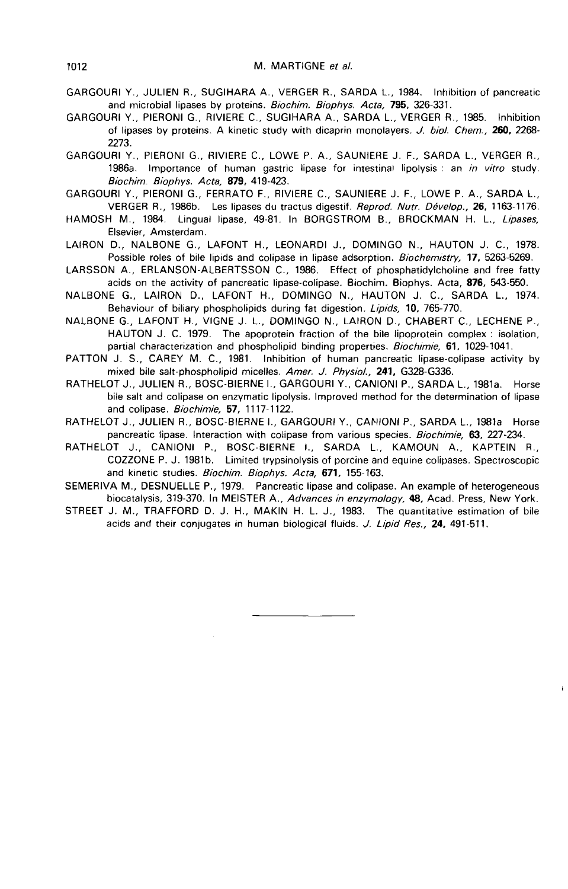GARGOURI Y., JULIEN R., SUGIHARA A., VERGER R., SARDA L., 1984. Inhibition of pancreatic and microbial lipases by proteins. *Biochim. Biophys. Acta,* **795**, 326-331.

GARGOURI Y., PIERONI G., RIVIERE C., SUGIHARA A., SARDA L., VERGER R., 1985. Inhibition of lipases by proteins. A kinetic study with dicaprin monolayers. *J. biol. Chem.,* **260**, 2268-2273.

GARGOURI Y., PIERONI G., RIVIERE C., LOWE P. A., SAUNIERE J. F., SARDA L., VERGER R., 1986a. Importance of human gastric lipase for intestinal lipolysis : an *in vitro* study. *Biochim. Biophys. Acta,* **879**, 419-423.

GARGOURI Y., PIERONI G., FERRATO F., RIVIERE C., SAUNIERE J. F., LOWE P. A., SARDA L., VERGER R., 1986b. Les lipases du tractus digestif. *Reprod. Nutr. Dévelop.,* **26**, 1163-1176.

HAMOSH M., 1984. Lingual lipase, 49-81. In BORGSTROM B., BROCKMAN H. L., *Lipases,* Elsevier, Amsterdam.

LAIRON D., NALBONE G., LAFONT H., LEONARDI J., DOMINGO N., HAUTON J. C., 1978. Possible roles of bile lipids and colipase in lipase adsorption. *Biochemistry,* **17**, 5263-5269.

LARSSON A., ERLANSON-ALBERTSSON C., 1986. Effect of phosphatidylcholine and free fatty acids on the activity of pancreatic lipase-colipase. Biochim. Biophys. Acta, **876**, 543-550.

NALBONE G., LAIRON D., LAFONT H., DOMINGO N., HAUTON J. C., SARDA L., 1974. Behaviour of biliary phospholipids during fat digestion. *Lipids,* **10**, 765-770.

NALBONE G., LAFONT H., VIGNE J. L., DOMINGO N., LAIRON D., CHABERT C., LECHENE P., HAUTON J. C. 1979. The apoprotein fraction of the bile lipoprotein complex : isolation, partial characterization and phospholipid binding properties. *Biochimie,* **61**, 1029-1041.

PATTON J. S., CAREY M. C., 1981. Inhibition of human pancreatic lipase-colipase activity by mixed bile salt-phospholipid micelles. *Amer. J. Physiol.,* **241**, G328-G336.

RATHELOT J., JULIEN R., BOSC-BIERNE I., GARGOURI Y., CANIONI P., SARDA L., 1981a. Horse bile salt and colipase on enzymatic lipolysis. Improved method for the determination of lipase and colipase. *Biochimie,* **57**, 1117-1122.

RATHELOT J., JULIEN R., BOSC-BIERNE I., GARGOURI Y., CANIONI P., SARDA L., 1981a Horse pancreatic lipase. Interaction with colipase from various species. *Biochimie,* **63**, 227-234.

RATHELOT J., CANIONI P., BOSC-BIERNE I., SARDA L., KAMOUN A., KAPTEIN R., COZZONE P. J. 1981b. Limited trypsinolysis of porcine and equine colipases. Spectroscopic and kinetic studies. *Biochim. Biophys. Acta,* **671**, 155-163.

SEMERIVA M., DESNUELLE P., 1979. Pancreatic lipase and colipase. An example of heterogeneous biocatalysis, 319-370. In MEISTER A., *Advances in enzymology,* **48**, Acad. Press, New York.

STREET J. M., TRAFFORD D. J. H., MAKIN H. L. J., 1983. The quantitative estimation of bile acids and their conjugates in human biological fluids. *J. Lipid Res.,* **24**, 491-511.